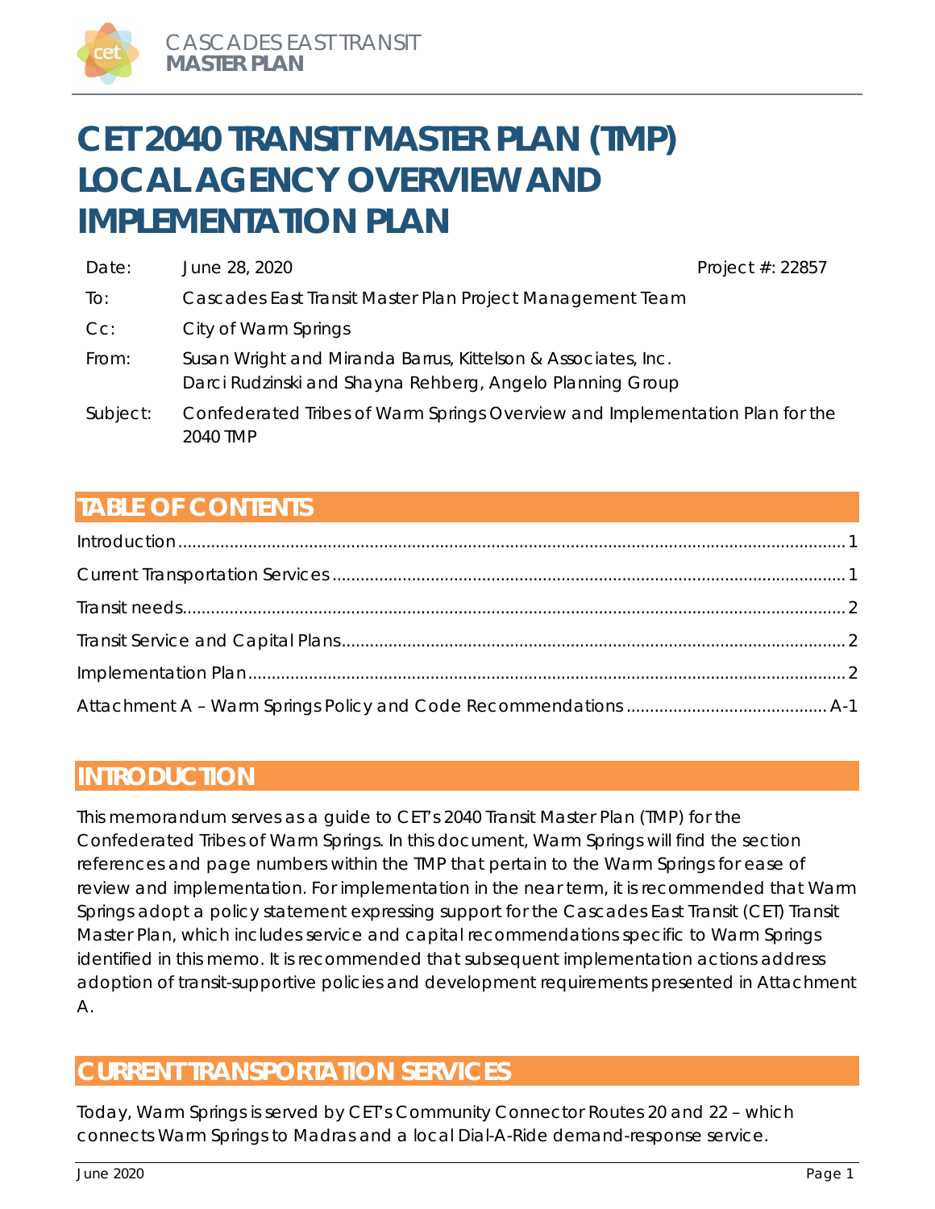# CET 2040 TRANSIT MASTER PLAN (TMP) LOCAL AGENCY OVERVIEW AND IMPLEMENTATION PLAN

| | | |
|---|---|---|
| Date: | June 28, 2020 | Project #: 22857 |
| To: | Cascades East Transit Master Plan Project Management Team | |
| Cc: | City of Warm Springs | |
| From: | Susan Wright and Miranda Barrus, Kittelson & Associates, Inc.<br>Darci Rudzinski and Shayna Rehberg, Angelo Planning Group | |
| Subject: | Confederated Tribes of Warm Springs Overview and Implementation Plan for the 2040 TMP | |

## TABLE OF CONTENTS

Introduction ........ 1
Current Transportation Services ........ 1
Transit needs ........ 2
Transit Service and Capital Plans ........ 2
Implementation Plan ........ 2
Attachment A – Warm Springs Policy and Code Recommendations ........ A-1

## INTRODUCTION

This memorandum serves as a guide to CET's 2040 Transit Master Plan (TMP) for the Confederated Tribes of Warm Springs. In this document, Warm Springs will find the section references and page numbers within the TMP that pertain to the Warm Springs for ease of review and implementation. For implementation in the near term, it is recommended that Warm Springs adopt a policy statement expressing support for the Cascades East Transit (CET) Transit Master Plan, which includes service and capital recommendations specific to Warm Springs identified in this memo. It is recommended that subsequent implementation actions address adoption of transit-supportive policies and development requirements presented in Attachment A.

## CURRENT TRANSPORTATION SERVICES

Today, Warm Springs is served by CET's Community Connector Routes 20 and 22 – which connects Warm Springs to Madras and a local Dial-A-Ride demand-response service.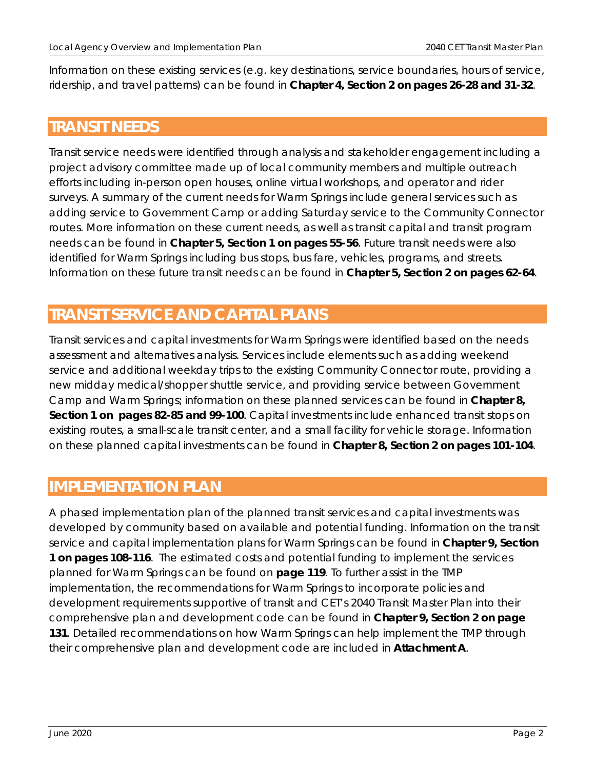Information on these existing services (e.g. key destinations, service boundaries, hours of service, ridership, and travel patterns) can be found in **Chapter 4, Section 2 on pages 26-28 and 31-32**.

## TRANSIT NEEDS

Transit service needs were identified through analysis and stakeholder engagement including a project advisory committee made up of local community members and multiple outreach efforts including in-person open houses, online virtual workshops, and operator and rider surveys. A summary of the current needs for Warm Springs include general services such as adding service to Government Camp or adding Saturday service to the Community Connector routes. More information on these current needs, as well as transit capital and transit program needs can be found in **Chapter 5, Section 1 on pages 55-56**. Future transit needs were also identified for Warm Springs including bus stops, bus fare, vehicles, programs, and streets. Information on these future transit needs can be found in **Chapter 5, Section 2 on pages 62-64**.

## TRANSIT SERVICE AND CAPITAL PLANS

Transit services and capital investments for Warm Springs were identified based on the needs assessment and alternatives analysis. Services include elements such as adding weekend service and additional weekday trips to the existing Community Connector route, providing a new midday medical/shopper shuttle service, and providing service between Government Camp and Warm Springs; information on these planned services can be found in **Chapter 8, Section 1 on pages 82-85 and 99-100**. Capital investments include enhanced transit stops on existing routes, a small-scale transit center, and a small facility for vehicle storage. Information on these planned capital investments can be found in **Chapter 8, Section 2 on pages 101-104**.

## IMPLEMENTATION PLAN

A phased implementation plan of the planned transit services and capital investments was developed by community based on available and potential funding. Information on the transit service and capital implementation plans for Warm Springs can be found in **Chapter 9, Section 1 on pages 108-116**. The estimated costs and potential funding to implement the services planned for Warm Springs can be found on **page 119**. To further assist in the TMP implementation, the recommendations for Warm Springs to incorporate policies and development requirements supportive of transit and CET's 2040 Transit Master Plan into their comprehensive plan and development code can be found in **Chapter 9, Section 2 on page 131**. Detailed recommendations on how Warm Springs can help implement the TMP through their comprehensive plan and development code are included in **Attachment A**.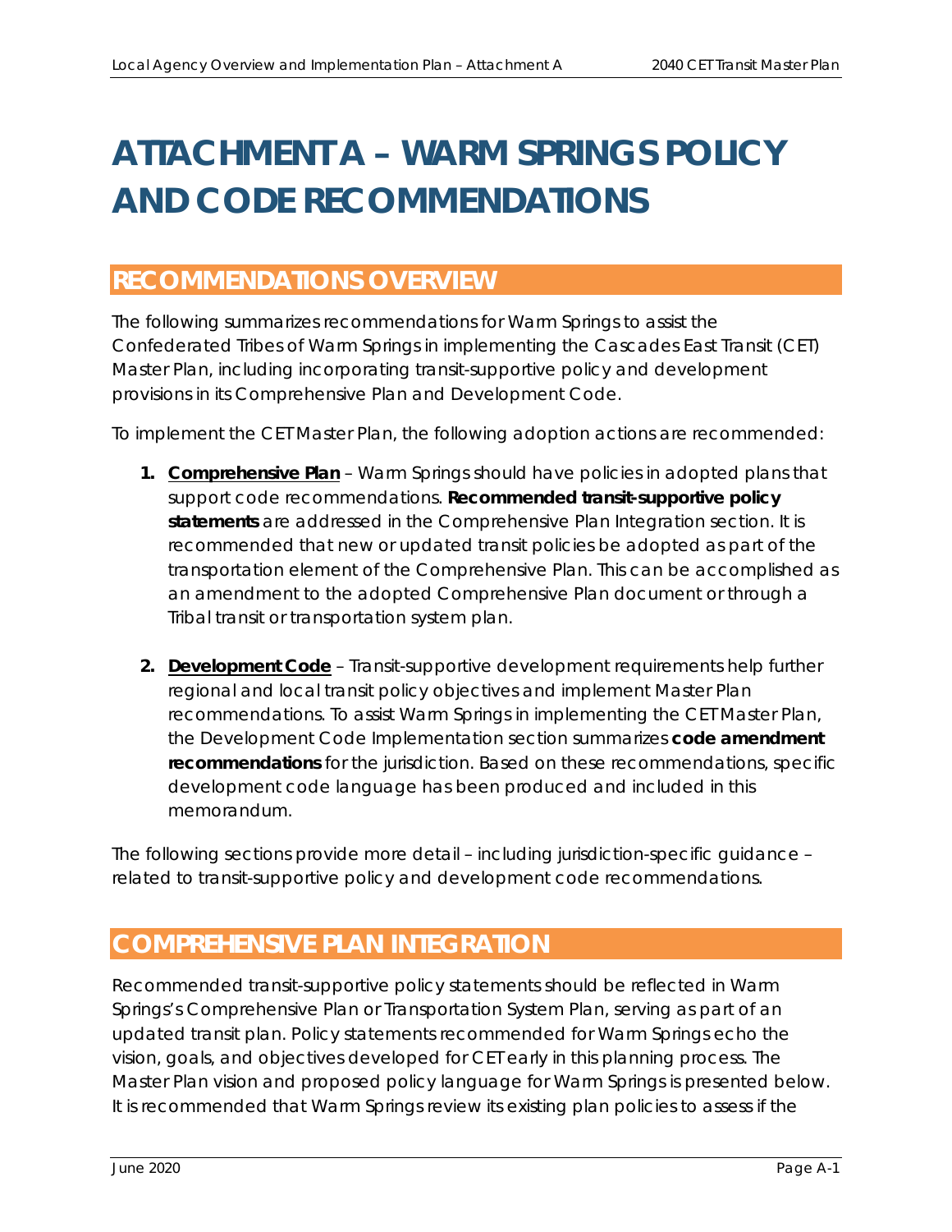# ATTACHMENT A – WARM SPRINGS POLICY AND CODE RECOMMENDATIONS

## RECOMMENDATIONS OVERVIEW

The following summarizes recommendations for Warm Springs to assist the Confederated Tribes of Warm Springs in implementing the Cascades East Transit (CET) Master Plan, including incorporating transit-supportive policy and development provisions in its Comprehensive Plan and Development Code.

To implement the CET Master Plan, the following adoption actions are recommended:

1. **Comprehensive Plan** – Warm Springs should have policies in adopted plans that support code recommendations. **Recommended transit-supportive policy statements** are addressed in the Comprehensive Plan Integration section. It is recommended that new or updated transit policies be adopted as part of the transportation element of the Comprehensive Plan. This can be accomplished as an amendment to the adopted Comprehensive Plan document or through a Tribal transit or transportation system plan.

2. **Development Code** – Transit-supportive development requirements help further regional and local transit policy objectives and implement Master Plan recommendations. To assist Warm Springs in implementing the CET Master Plan, the Development Code Implementation section summarizes **code amendment recommendations** for the jurisdiction. Based on these recommendations, specific development code language has been produced and included in this memorandum.

The following sections provide more detail – including jurisdiction-specific guidance – related to transit-supportive policy and development code recommendations.

## COMPREHENSIVE PLAN INTEGRATION

Recommended transit-supportive policy statements should be reflected in Warm Springs's Comprehensive Plan or Transportation System Plan, serving as part of an updated transit plan. Policy statements recommended for Warm Springs echo the vision, goals, and objectives developed for CET early in this planning process. The Master Plan vision and proposed policy language for Warm Springs is presented below. It is recommended that Warm Springs review its existing plan policies to assess if the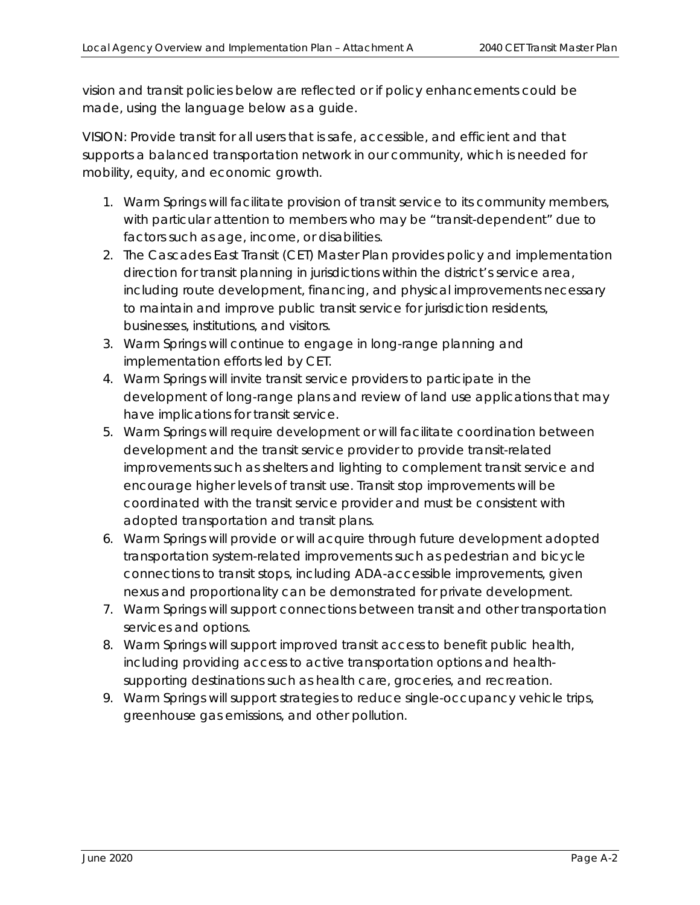vision and transit policies below are reflected or if policy enhancements could be made, using the language below as a guide.

VISION: Provide transit for all users that is safe, accessible, and efficient and that supports a balanced transportation network in our community, which is needed for mobility, equity, and economic growth.

1. Warm Springs will facilitate provision of transit service to its community members, with particular attention to members who may be "transit-dependent" due to factors such as age, income, or disabilities.
2. The Cascades East Transit (CET) Master Plan provides policy and implementation direction for transit planning in jurisdictions within the district's service area, including route development, financing, and physical improvements necessary to maintain and improve public transit service for jurisdiction residents, businesses, institutions, and visitors.
3. Warm Springs will continue to engage in long-range planning and implementation efforts led by CET.
4. Warm Springs will invite transit service providers to participate in the development of long-range plans and review of land use applications that may have implications for transit service.
5. Warm Springs will require development or will facilitate coordination between development and the transit service provider to provide transit-related improvements such as shelters and lighting to complement transit service and encourage higher levels of transit use. Transit stop improvements will be coordinated with the transit service provider and must be consistent with adopted transportation and transit plans.
6. Warm Springs will provide or will acquire through future development adopted transportation system-related improvements such as pedestrian and bicycle connections to transit stops, including ADA-accessible improvements, given nexus and proportionality can be demonstrated for private development.
7. Warm Springs will support connections between transit and other transportation services and options.
8. Warm Springs will support improved transit access to benefit public health, including providing access to active transportation options and health-supporting destinations such as health care, groceries, and recreation.
9. Warm Springs will support strategies to reduce single-occupancy vehicle trips, greenhouse gas emissions, and other pollution.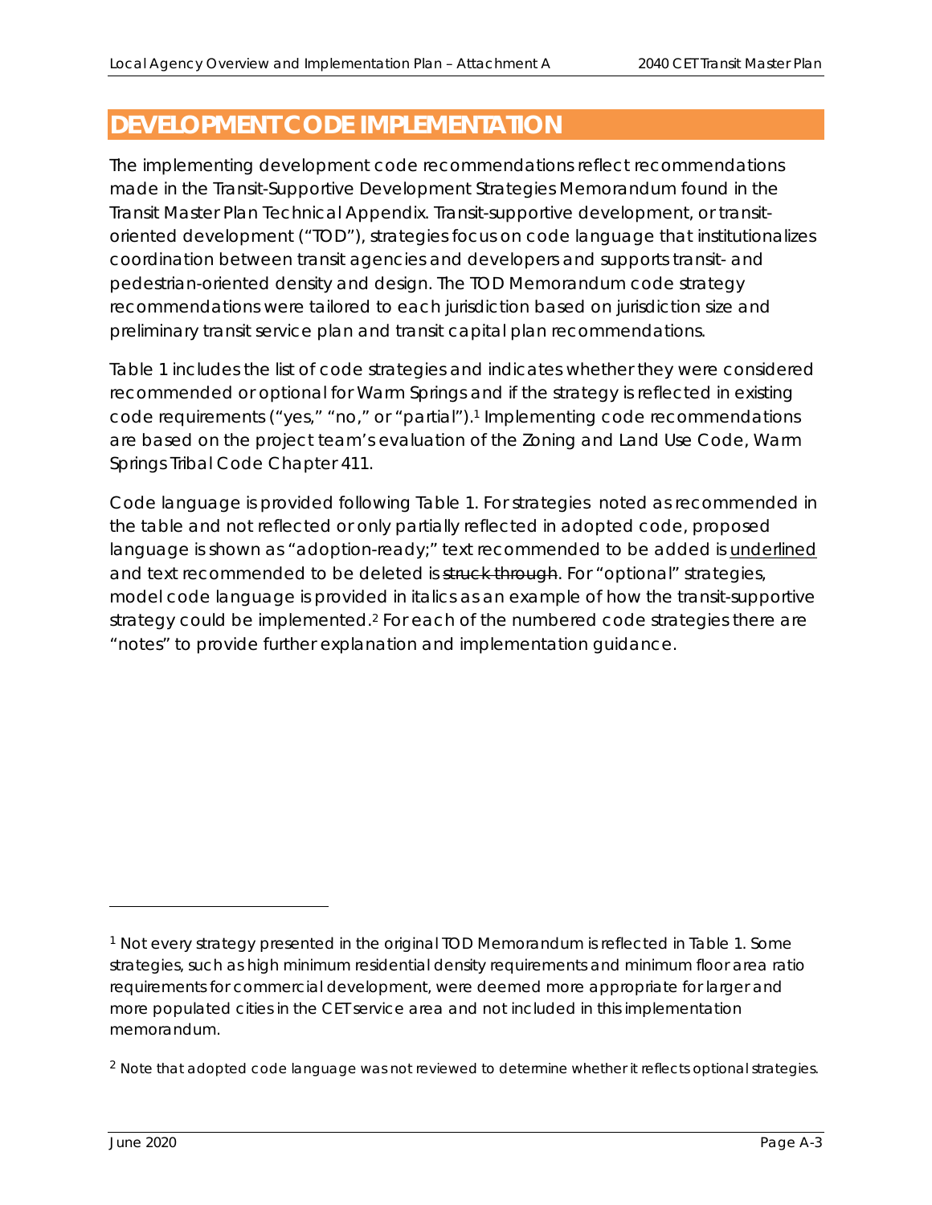# DEVELOPMENT CODE IMPLEMENTATION

The implementing development code recommendations reflect recommendations made in the Transit-Supportive Development Strategies Memorandum found in the Transit Master Plan Technical Appendix. Transit-supportive development, or transit-oriented development ("TOD"), strategies focus on code language that institutionalizes coordination between transit agencies and developers and supports transit- and pedestrian-oriented density and design. The TOD Memorandum code strategy recommendations were tailored to each jurisdiction based on jurisdiction size and preliminary transit service plan and transit capital plan recommendations.

Table 1 includes the list of code strategies and indicates whether they were considered recommended or optional for Warm Springs and if the strategy is reflected in existing code requirements ("yes," "no," or "partial").[1] Implementing code recommendations are based on the project team's evaluation of the Zoning and Land Use Code, Warm Springs Tribal Code Chapter 411.

Code language is provided following Table 1. For strategies noted as recommended in the table and not reflected or only partially reflected in adopted code, proposed language is shown as "adoption-ready;" text recommended to be added is <u>underlined</u> and text recommended to be deleted is ~~struck through~~. For "optional" strategies, model code language is provided in italics as an example of how the transit-supportive strategy could be implemented.[2] For each of the numbered code strategies there are "notes" to provide further explanation and implementation guidance.

---

[1] Not every strategy presented in the original TOD Memorandum is reflected in Table 1. Some strategies, such as high minimum residential density requirements and minimum floor area ratio requirements for commercial development, were deemed more appropriate for larger and more populated cities in the CET service area and not included in this implementation memorandum.

[2] Note that adopted code language was not reviewed to determine whether it reflects optional strategies.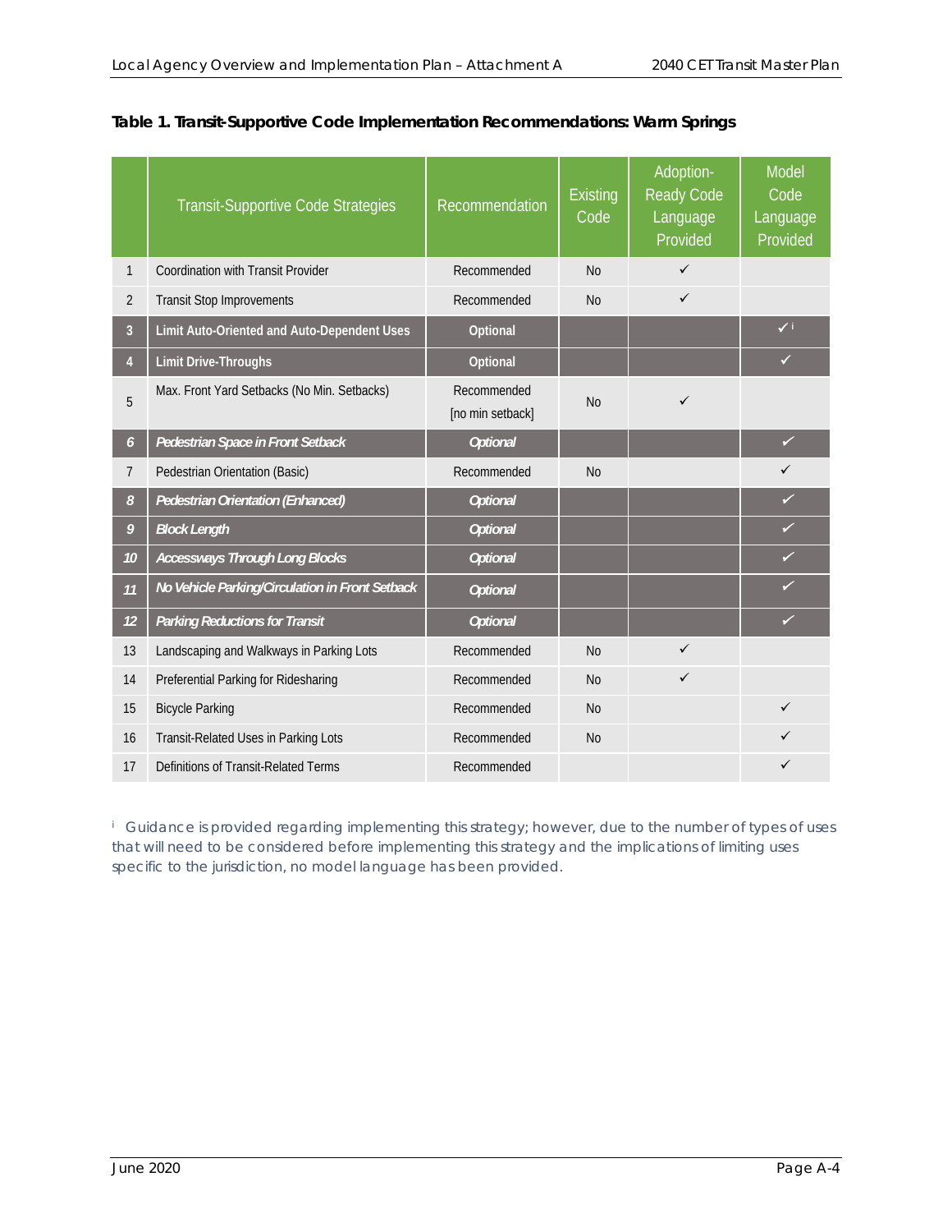**Table 1. Transit-Supportive Code Implementation Recommendations: Warm Springs**

| | Transit-Supportive Code Strategies | Recommendation | Existing Code | Adoption-Ready Code Language Provided | Model Code Language Provided |
|---|---|---|---|---|---|
| 1 | Coordination with Transit Provider | Recommended | No | ✓ | |
| 2 | Transit Stop Improvements | Recommended | No | ✓ | |
| 3 | **Limit Auto-Oriented and Auto-Dependent Uses** | **Optional** | | | ✓[i] |
| 4 | **Limit Drive-Throughs** | **Optional** | | | ✓ |
| 5 | Max. Front Yard Setbacks (No Min. Setbacks) | Recommended [no min setback] | No | ✓ | |
| 6 | ***Pedestrian Space in Front Setback*** | ***Optional*** | | | ✓ |
| 7 | Pedestrian Orientation (Basic) | Recommended | No | | ✓ |
| 8 | ***Pedestrian Orientation (Enhanced)*** | ***Optional*** | | | ✓ |
| 9 | ***Block Length*** | ***Optional*** | | | ✓ |
| 10 | ***Accessways Through Long Blocks*** | ***Optional*** | | | ✓ |
| 11 | ***No Vehicle Parking/Circulation in Front Setback*** | ***Optional*** | | | ✓ |
| 12 | ***Parking Reductions for Transit*** | ***Optional*** | | | ✓ |
| 13 | Landscaping and Walkways in Parking Lots | Recommended | No | ✓ | |
| 14 | Preferential Parking for Ridesharing | Recommended | No | ✓ | |
| 15 | Bicycle Parking | Recommended | No | | ✓ |
| 16 | Transit-Related Uses in Parking Lots | Recommended | No | | ✓ |
| 17 | Definitions of Transit-Related Terms | Recommended | | | ✓ |

[i] Guidance is provided regarding implementing this strategy; however, due to the number of types of uses that will need to be considered before implementing this strategy and the implications of limiting uses specific to the jurisdiction, no model language has been provided.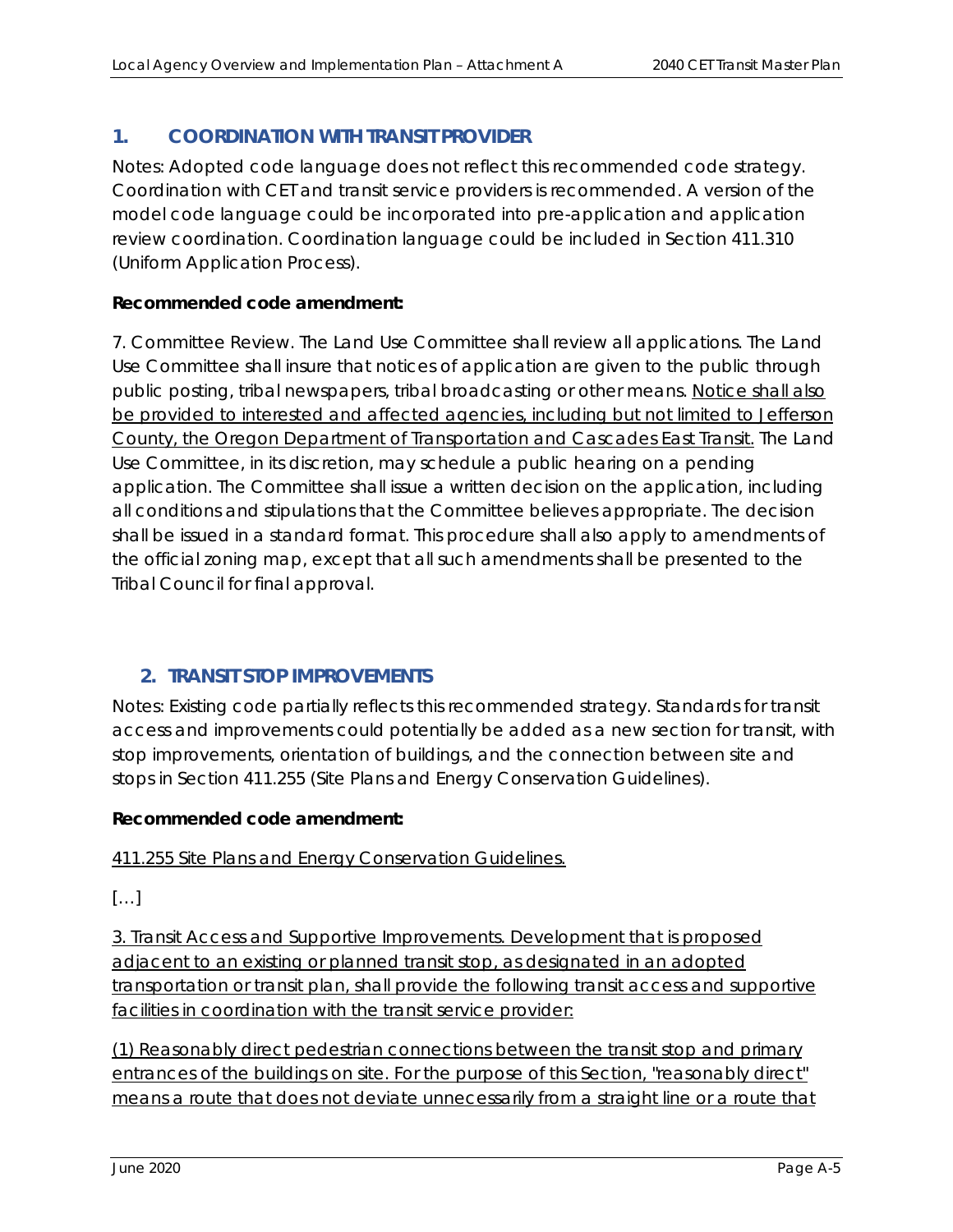## 1. COORDINATION WITH TRANSIT PROVIDER

Notes: Adopted code language does not reflect this recommended code strategy. Coordination with CET and transit service providers is recommended. A version of the model code language could be incorporated into pre-application and application review coordination. Coordination language could be included in Section 411.310 (Uniform Application Process).

**Recommended code amendment:**

7. Committee Review. The Land Use Committee shall review all applications. The Land Use Committee shall insure that notices of application are given to the public through public posting, tribal newspapers, tribal broadcasting or other means. <u>Notice shall also be provided to interested and affected agencies, including but not limited to Jefferson County, the Oregon Department of Transportation and Cascades East Transit.</u> The Land Use Committee, in its discretion, may schedule a public hearing on a pending application. The Committee shall issue a written decision on the application, including all conditions and stipulations that the Committee believes appropriate. The decision shall be issued in a standard format. This procedure shall also apply to amendments of the official zoning map, except that all such amendments shall be presented to the Tribal Council for final approval.

## 2. TRANSIT STOP IMPROVEMENTS

Notes: Existing code partially reflects this recommended strategy. Standards for transit access and improvements could potentially be added as a new section for transit, with stop improvements, orientation of buildings, and the connection between site and stops in Section 411.255 (Site Plans and Energy Conservation Guidelines).

**Recommended code amendment:**

<u>411.255 Site Plans and Energy Conservation Guidelines.</u>

[…]

<u>3. Transit Access and Supportive Improvements. Development that is proposed adjacent to an existing or planned transit stop, as designated in an adopted transportation or transit plan, shall provide the following transit access and supportive facilities in coordination with the transit service provider:</u>

<u>(1) Reasonably direct pedestrian connections between the transit stop and primary entrances of the buildings on site. For the purpose of this Section, "reasonably direct" means a route that does not deviate unnecessarily from a straight line or a route that</u>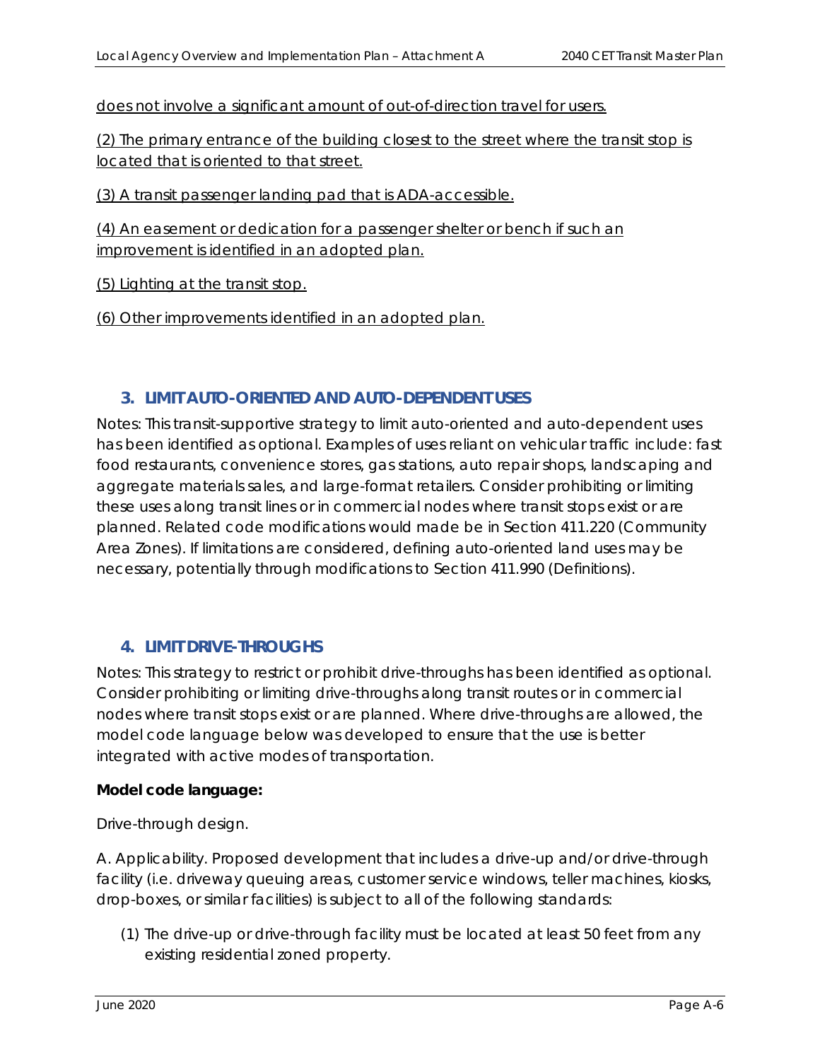does not involve a significant amount of out-of-direction travel for users.

(2) The primary entrance of the building closest to the street where the transit stop is located that is oriented to that street.

(3) A transit passenger landing pad that is ADA-accessible.

(4) An easement or dedication for a passenger shelter or bench if such an improvement is identified in an adopted plan.

(5) Lighting at the transit stop.

(6) Other improvements identified in an adopted plan.

## 3. LIMIT AUTO-ORIENTED AND AUTO-DEPENDENT USES

Notes: This transit-supportive strategy to limit auto-oriented and auto-dependent uses has been identified as optional. Examples of uses reliant on vehicular traffic include: fast food restaurants, convenience stores, gas stations, auto repair shops, landscaping and aggregate materials sales, and large-format retailers. Consider prohibiting or limiting these uses along transit lines or in commercial nodes where transit stops exist or are planned. Related code modifications would made be in Section 411.220 (Community Area Zones). If limitations are considered, defining auto-oriented land uses may be necessary, potentially through modifications to Section 411.990 (Definitions).

## 4. LIMIT DRIVE-THROUGHS

Notes: This strategy to restrict or prohibit drive-throughs has been identified as optional. Consider prohibiting or limiting drive-throughs along transit routes or in commercial nodes where transit stops exist or are planned. Where drive-throughs are allowed, the model code language below was developed to ensure that the use is better integrated with active modes of transportation.

**Model code language:**

Drive-through design.

A. Applicability. Proposed development that includes a drive-up and/or drive-through facility (i.e. driveway queuing areas, customer service windows, teller machines, kiosks, drop-boxes, or similar facilities) is subject to all of the following standards:

(1) The drive-up or drive-through facility must be located at least 50 feet from any existing residential zoned property.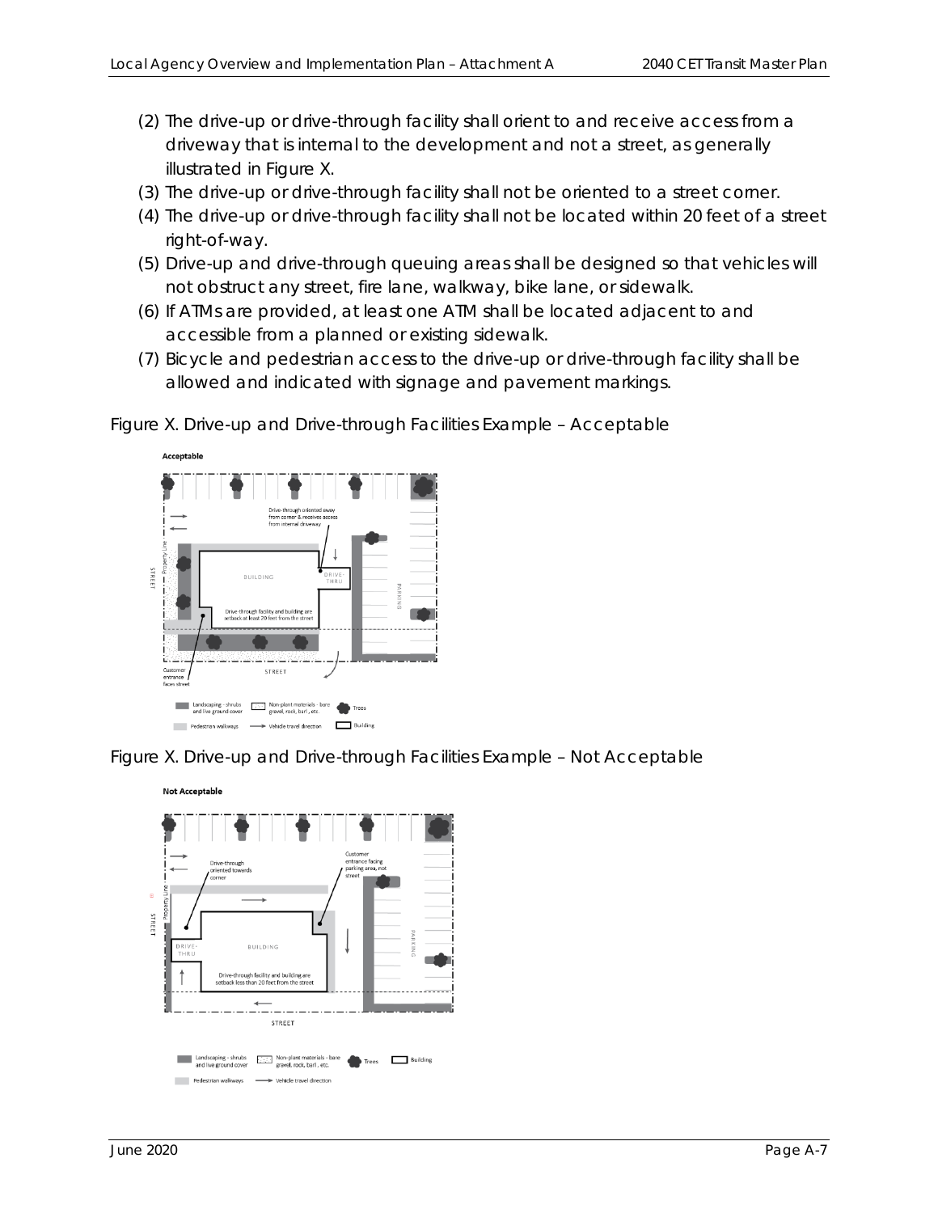(2) The drive-up or drive-through facility shall orient to and receive access from a driveway that is internal to the development and not a street, as generally illustrated in Figure X.
(3) The drive-up or drive-through facility shall not be oriented to a street corner.
(4) The drive-up or drive-through facility shall not be located within 20 feet of a street right-of-way.
(5) Drive-up and drive-through queuing areas shall be designed so that vehicles will not obstruct any street, fire lane, walkway, bike lane, or sidewalk.
(6) If ATMs are provided, at least one ATM shall be located adjacent to and accessible from a planned or existing sidewalk.
(7) Bicycle and pedestrian access to the drive-up or drive-through facility shall be allowed and indicated with signage and pavement markings.

Figure X. Drive-up and Drive-through Facilities Example – Acceptable

Figure X. Drive-up and Drive-through Facilities Example – Not Acceptable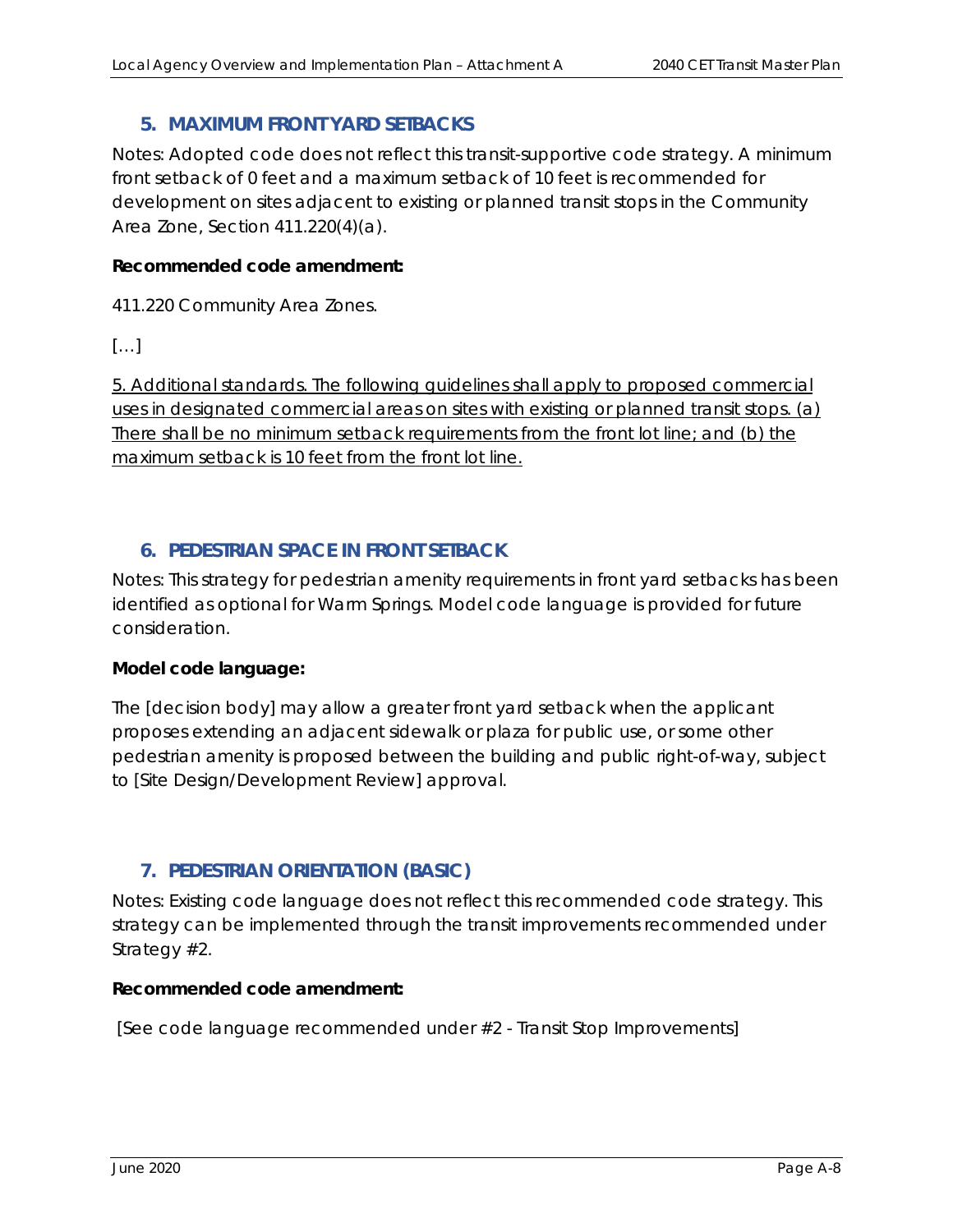## 5. MAXIMUM FRONT YARD SETBACKS

Notes: Adopted code does not reflect this transit-supportive code strategy. A minimum front setback of 0 feet and a maximum setback of 10 feet is recommended for development on sites adjacent to existing or planned transit stops in the Community Area Zone, Section 411.220(4)(a).

**Recommended code amendment:**

411.220 Community Area Zones.

[…]

<u>5. Additional standards. The following guidelines shall apply to proposed commercial uses in designated commercial areas on sites with existing or planned transit stops. (a) There shall be no minimum setback requirements from the front lot line; and (b) the maximum setback is 10 feet from the front lot line.</u>

## 6. PEDESTRIAN SPACE IN FRONT SETBACK

Notes: This strategy for pedestrian amenity requirements in front yard setbacks has been identified as optional for Warm Springs. Model code language is provided for future consideration.

**Model code language:**

The [decision body] may allow a greater front yard setback when the applicant proposes extending an adjacent sidewalk or plaza for public use, or some other pedestrian amenity is proposed between the building and public right-of-way, subject to [Site Design/Development Review] approval.

## 7. PEDESTRIAN ORIENTATION (BASIC)

Notes: Existing code language does not reflect this recommended code strategy. This strategy can be implemented through the transit improvements recommended under Strategy #2.

**Recommended code amendment:**

[See code language recommended under #2 - Transit Stop Improvements]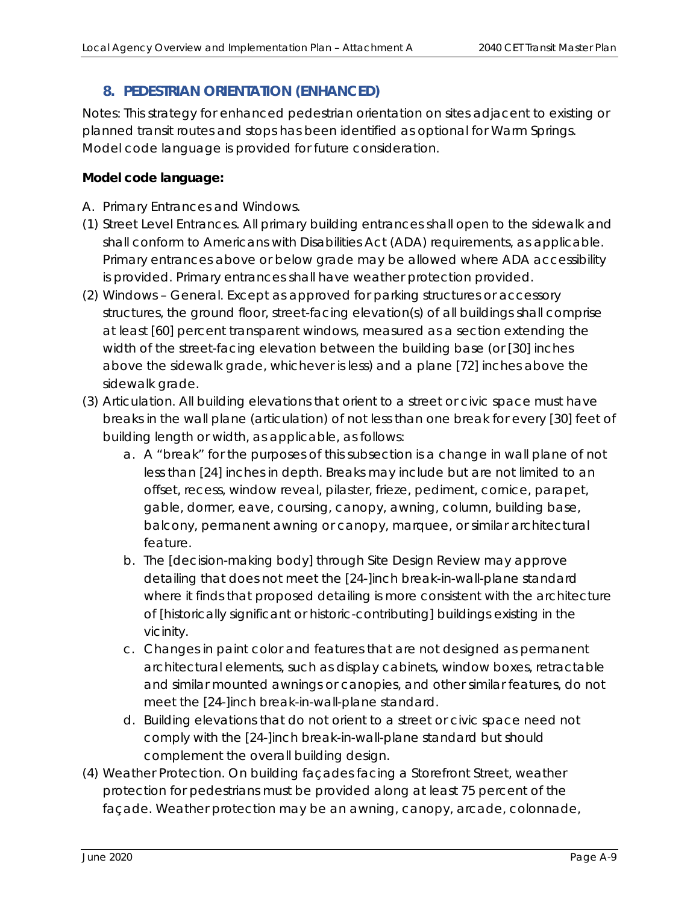## 8. PEDESTRIAN ORIENTATION (ENHANCED)

Notes: This strategy for enhanced pedestrian orientation on sites adjacent to existing or planned transit routes and stops has been identified as optional for Warm Springs. Model code language is provided for future consideration.

**Model code language:**

A. Primary Entrances and Windows.

(1) Street Level Entrances. All primary building entrances shall open to the sidewalk and shall conform to Americans with Disabilities Act (ADA) requirements, as applicable. Primary entrances above or below grade may be allowed where ADA accessibility is provided. Primary entrances shall have weather protection provided.

(2) Windows – General. Except as approved for parking structures or accessory structures, the ground floor, street-facing elevation(s) of all buildings shall comprise at least [60] percent transparent windows, measured as a section extending the width of the street-facing elevation between the building base (or [30] inches above the sidewalk grade, whichever is less) and a plane [72] inches above the sidewalk grade.

(3) Articulation. All building elevations that orient to a street or civic space must have breaks in the wall plane (articulation) of not less than one break for every [30] feet of building length or width, as applicable, as follows:

   a. A "break" for the purposes of this subsection is a change in wall plane of not less than [24] inches in depth. Breaks may include but are not limited to an offset, recess, window reveal, pilaster, frieze, pediment, cornice, parapet, gable, dormer, eave, coursing, canopy, awning, column, building base, balcony, permanent awning or canopy, marquee, or similar architectural feature.

   b. The [decision-making body] through Site Design Review may approve detailing that does not meet the [24-]inch break-in-wall-plane standard where it finds that proposed detailing is more consistent with the architecture of [historically significant or historic-contributing] buildings existing in the vicinity.

   c. Changes in paint color and features that are not designed as permanent architectural elements, such as display cabinets, window boxes, retractable and similar mounted awnings or canopies, and other similar features, do not meet the [24-]inch break-in-wall-plane standard.

   d. Building elevations that do not orient to a street or civic space need not comply with the [24-]inch break-in-wall-plane standard but should complement the overall building design.

(4) Weather Protection. On building façades facing a Storefront Street, weather protection for pedestrians must be provided along at least 75 percent of the façade. Weather protection may be an awning, canopy, arcade, colonnade,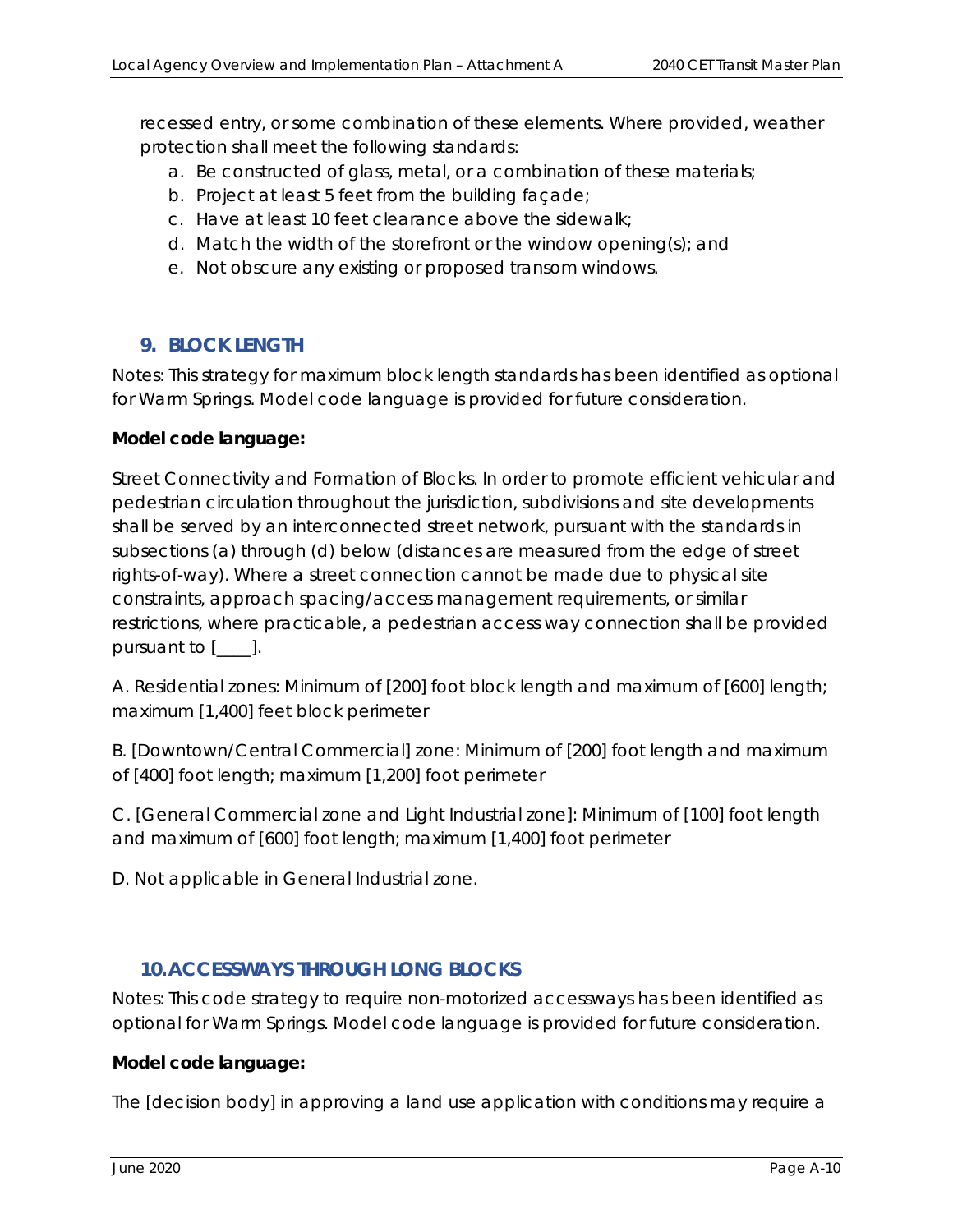recessed entry, or some combination of these elements. Where provided, weather protection shall meet the following standards:

a. Be constructed of glass, metal, or a combination of these materials;
b. Project at least 5 feet from the building façade;
c. Have at least 10 feet clearance above the sidewalk;
d. Match the width of the storefront or the window opening(s); and
e. Not obscure any existing or proposed transom windows.

## 9. BLOCK LENGTH

Notes: This strategy for maximum block length standards has been identified as optional for Warm Springs. Model code language is provided for future consideration.

**Model code language:**

Street Connectivity and Formation of Blocks. In order to promote efficient vehicular and pedestrian circulation throughout the jurisdiction, subdivisions and site developments shall be served by an interconnected street network, pursuant with the standards in subsections (a) through (d) below (distances are measured from the edge of street rights-of-way). Where a street connection cannot be made due to physical site constraints, approach spacing/access management requirements, or similar restrictions, where practicable, a pedestrian access way connection shall be provided pursuant to [____].

A. Residential zones: Minimum of [200] foot block length and maximum of [600] length; maximum [1,400] feet block perimeter

B. [Downtown/Central Commercial] zone: Minimum of [200] foot length and maximum of [400] foot length; maximum [1,200] foot perimeter

C. [General Commercial zone and Light Industrial zone]: Minimum of [100] foot length and maximum of [600] foot length; maximum [1,400] foot perimeter

D. Not applicable in General Industrial zone.

## 10. ACCESSWAYS THROUGH LONG BLOCKS

Notes: This code strategy to require non-motorized accessways has been identified as optional for Warm Springs. Model code language is provided for future consideration.

**Model code language:**

The [decision body] in approving a land use application with conditions may require a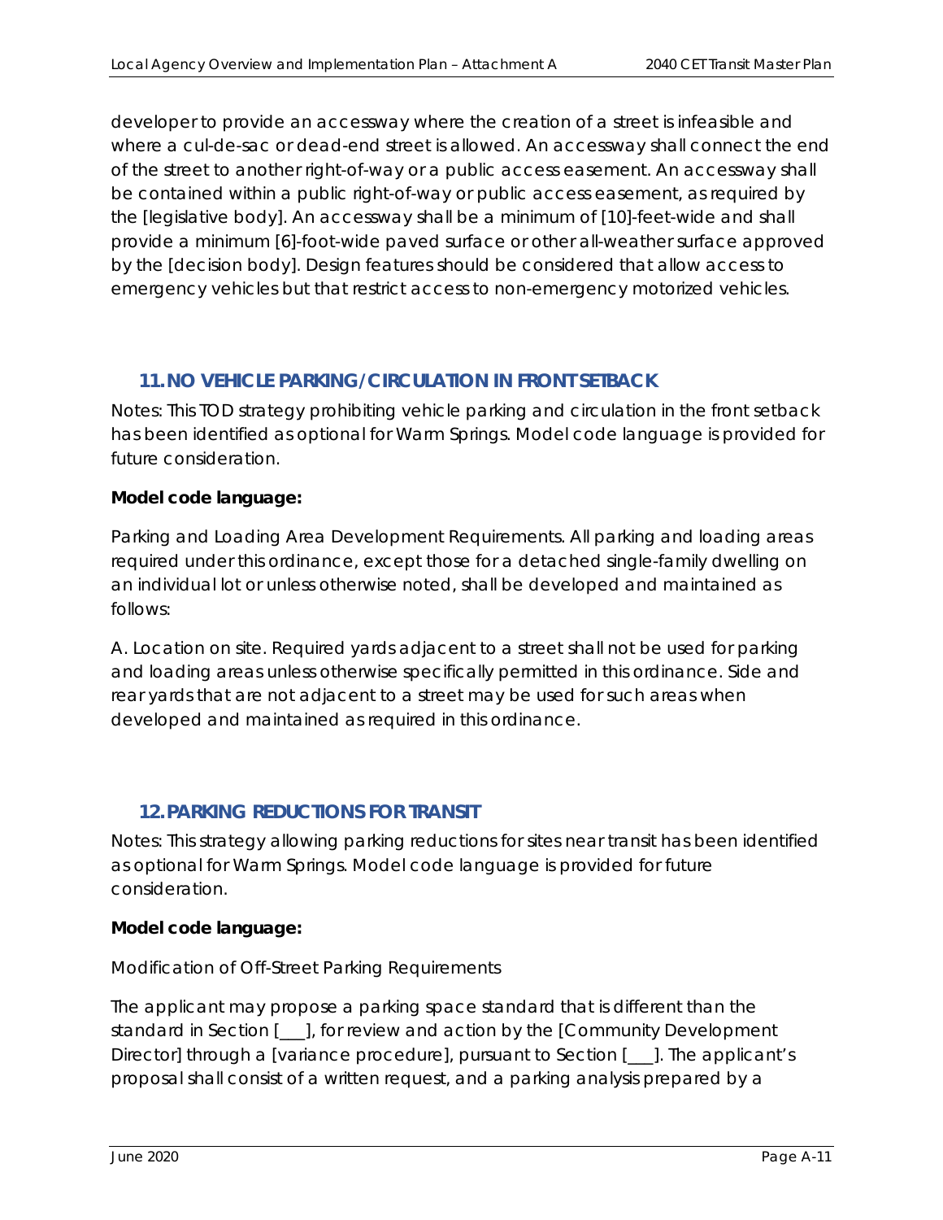developer to provide an accessway where the creation of a street is infeasible and where a cul-de-sac or dead-end street is allowed. An accessway shall connect the end of the street to another right-of-way or a public access easement. An accessway shall be contained within a public right-of-way or public access easement, as required by the [legislative body]. An accessway shall be a minimum of [10]-feet-wide and shall provide a minimum [6]-foot-wide paved surface or other all-weather surface approved by the [decision body]. Design features should be considered that allow access to emergency vehicles but that restrict access to non-emergency motorized vehicles.

## 11. NO VEHICLE PARKING/CIRCULATION IN FRONT SETBACK

Notes: This TOD strategy prohibiting vehicle parking and circulation in the front setback has been identified as optional for Warm Springs. Model code language is provided for future consideration.

**Model code language:**

*Parking and Loading Area Development Requirements. All parking and loading areas required under this ordinance, except those for a detached single-family dwelling on an individual lot or unless otherwise noted, shall be developed and maintained as follows:*

*A. Location on site. Required yards adjacent to a street shall not be used for parking and loading areas unless otherwise specifically permitted in this ordinance. Side and rear yards that are not adjacent to a street may be used for such areas when developed and maintained as required in this ordinance.*

## 12. PARKING REDUCTIONS FOR TRANSIT

Notes: This strategy allowing parking reductions for sites near transit has been identified as optional for Warm Springs. Model code language is provided for future consideration.

**Model code language:**

*Modification of Off-Street Parking Requirements*

*The applicant may propose a parking space standard that is different than the standard in Section [___], for review and action by the [Community Development Director] through a [variance procedure], pursuant to Section [___]. The applicant's proposal shall consist of a written request, and a parking analysis prepared by a*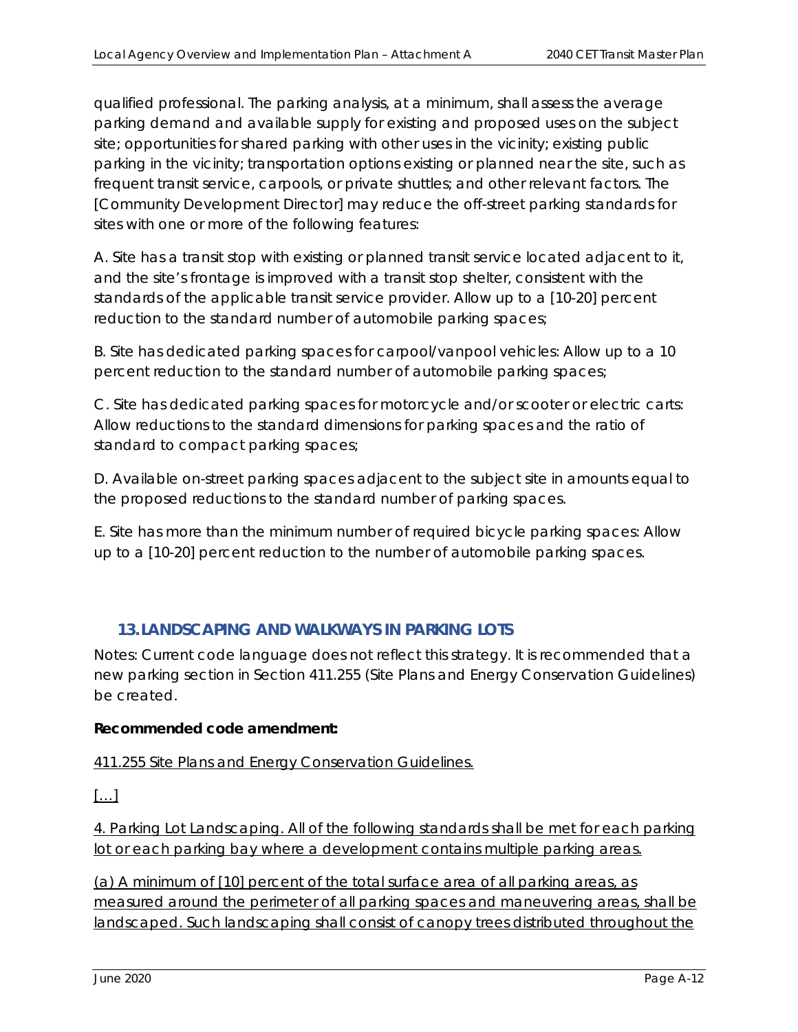qualified professional. The parking analysis, at a minimum, shall assess the average parking demand and available supply for existing and proposed uses on the subject site; opportunities for shared parking with other uses in the vicinity; existing public parking in the vicinity; transportation options existing or planned near the site, such as frequent transit service, carpools, or private shuttles; and other relevant factors. The [Community Development Director] may reduce the off-street parking standards for sites with one or more of the following features:

A. Site has a transit stop with existing or planned transit service located adjacent to it, and the site's frontage is improved with a transit stop shelter, consistent with the standards of the applicable transit service provider. Allow up to a [10-20] percent reduction to the standard number of automobile parking spaces;

B. Site has dedicated parking spaces for carpool/vanpool vehicles: Allow up to a 10 percent reduction to the standard number of automobile parking spaces;

C. Site has dedicated parking spaces for motorcycle and/or scooter or electric carts: Allow reductions to the standard dimensions for parking spaces and the ratio of standard to compact parking spaces;

D. Available on-street parking spaces adjacent to the subject site in amounts equal to the proposed reductions to the standard number of parking spaces.

E. Site has more than the minimum number of required bicycle parking spaces: Allow up to a [10-20] percent reduction to the number of automobile parking spaces.

## 13. LANDSCAPING AND WALKWAYS IN PARKING LOTS

Notes: Current code language does not reflect this strategy. It is recommended that a new parking section in Section 411.255 (Site Plans and Energy Conservation Guidelines) be created.

**Recommended code amendment:**

<u>411.255 Site Plans and Energy Conservation Guidelines.</u>

<u>[…]</u>

<u>4. Parking Lot Landscaping. All of the following standards shall be met for each parking lot or each parking bay where a development contains multiple parking areas.</u>

<u>(a) A minimum of [10] percent of the total surface area of all parking areas, as measured around the perimeter of all parking spaces and maneuvering areas, shall be landscaped. Such landscaping shall consist of canopy trees distributed throughout the</u>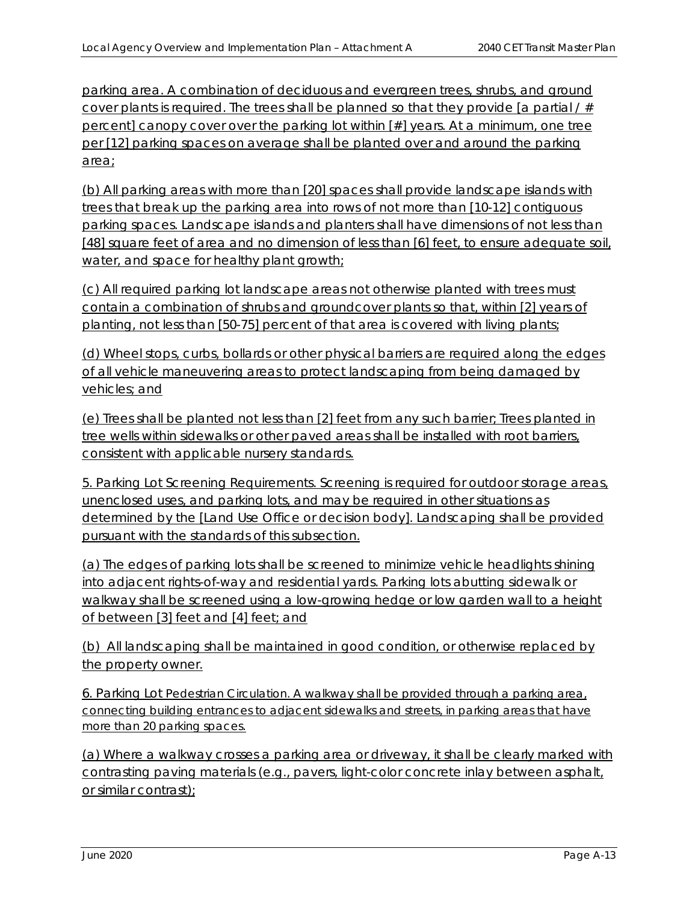parking area. A combination of deciduous and evergreen trees, shrubs, and ground cover plants is required. The trees shall be planned so that they provide [a partial / # percent] canopy cover over the parking lot within [#] years. At a minimum, one tree per [12] parking spaces on average shall be planted over and around the parking area;

(b) All parking areas with more than [20] spaces shall provide landscape islands with trees that break up the parking area into rows of not more than [10-12] contiguous parking spaces. Landscape islands and planters shall have dimensions of not less than [48] square feet of area and no dimension of less than [6] feet, to ensure adequate soil, water, and space for healthy plant growth;

(c) All required parking lot landscape areas not otherwise planted with trees must contain a combination of shrubs and groundcover plants so that, within [2] years of planting, not less than [50-75] percent of that area is covered with living plants;

(d) Wheel stops, curbs, bollards or other physical barriers are required along the edges of all vehicle maneuvering areas to protect landscaping from being damaged by vehicles; and

(e) Trees shall be planted not less than [2] feet from any such barrier; Trees planted in tree wells within sidewalks or other paved areas shall be installed with root barriers, consistent with applicable nursery standards.

5. Parking Lot Screening Requirements. Screening is required for outdoor storage areas, unenclosed uses, and parking lots, and may be required in other situations as determined by the [Land Use Office or decision body]. Landscaping shall be provided pursuant with the standards of this subsection.

(a) The edges of parking lots shall be screened to minimize vehicle headlights shining into adjacent rights-of-way and residential yards. Parking lots abutting sidewalk or walkway shall be screened using a low-growing hedge or low garden wall to a height of between [3] feet and [4] feet; and

(b) All landscaping shall be maintained in good condition, or otherwise replaced by the property owner.

6. Parking Lot Pedestrian Circulation. A walkway shall be provided through a parking area, connecting building entrances to adjacent sidewalks and streets, in parking areas that have more than 20 parking spaces.

(a) Where a walkway crosses a parking area or driveway, it shall be clearly marked with contrasting paving materials (e.g., pavers, light-color concrete inlay between asphalt, or similar contrast);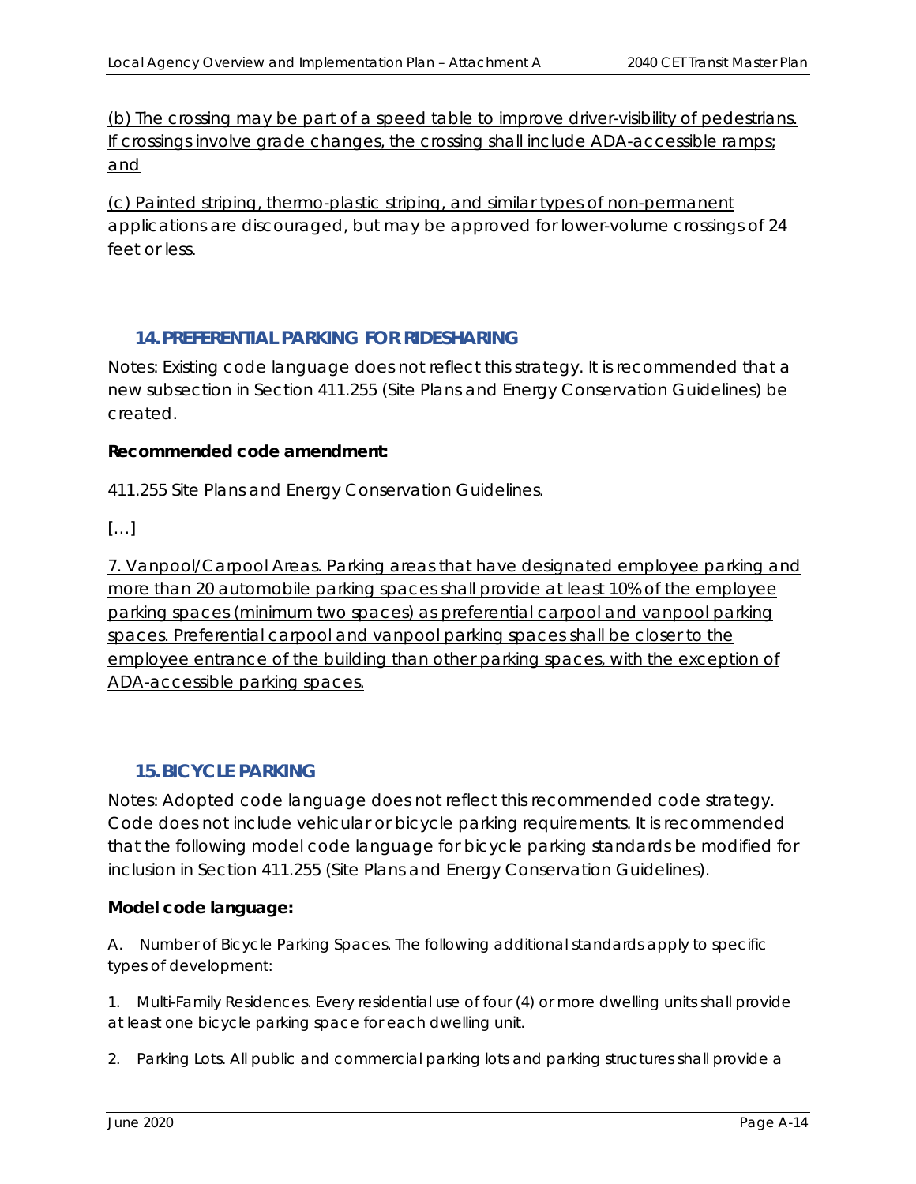(b) The crossing may be part of a speed table to improve driver-visibility of pedestrians. If crossings involve grade changes, the crossing shall include ADA-accessible ramps; and

(c) Painted striping, thermo-plastic striping, and similar types of non-permanent applications are discouraged, but may be approved for lower-volume crossings of 24 feet or less.

## 14. PREFERENTIAL PARKING FOR RIDESHARING

Notes: Existing code language does not reflect this strategy. It is recommended that a new subsection in Section 411.255 (Site Plans and Energy Conservation Guidelines) be created.

**Recommended code amendment:**

411.255 Site Plans and Energy Conservation Guidelines.

[…]

7. Vanpool/Carpool Areas. Parking areas that have designated employee parking and more than 20 automobile parking spaces shall provide at least 10% of the employee parking spaces (minimum two spaces) as preferential carpool and vanpool parking spaces. Preferential carpool and vanpool parking spaces shall be closer to the employee entrance of the building than other parking spaces, with the exception of ADA-accessible parking spaces.

## 15. BICYCLE PARKING

Notes: Adopted code language does not reflect this recommended code strategy. Code does not include vehicular or bicycle parking requirements. It is recommended that the following model code language for bicycle parking standards be modified for inclusion in Section 411.255 (Site Plans and Energy Conservation Guidelines).

**Model code language:**

A. Number of Bicycle Parking Spaces. The following additional standards apply to specific types of development:

1. Multi-Family Residences. Every residential use of four (4) or more dwelling units shall provide at least one bicycle parking space for each dwelling unit.

2. Parking Lots. All public and commercial parking lots and parking structures shall provide a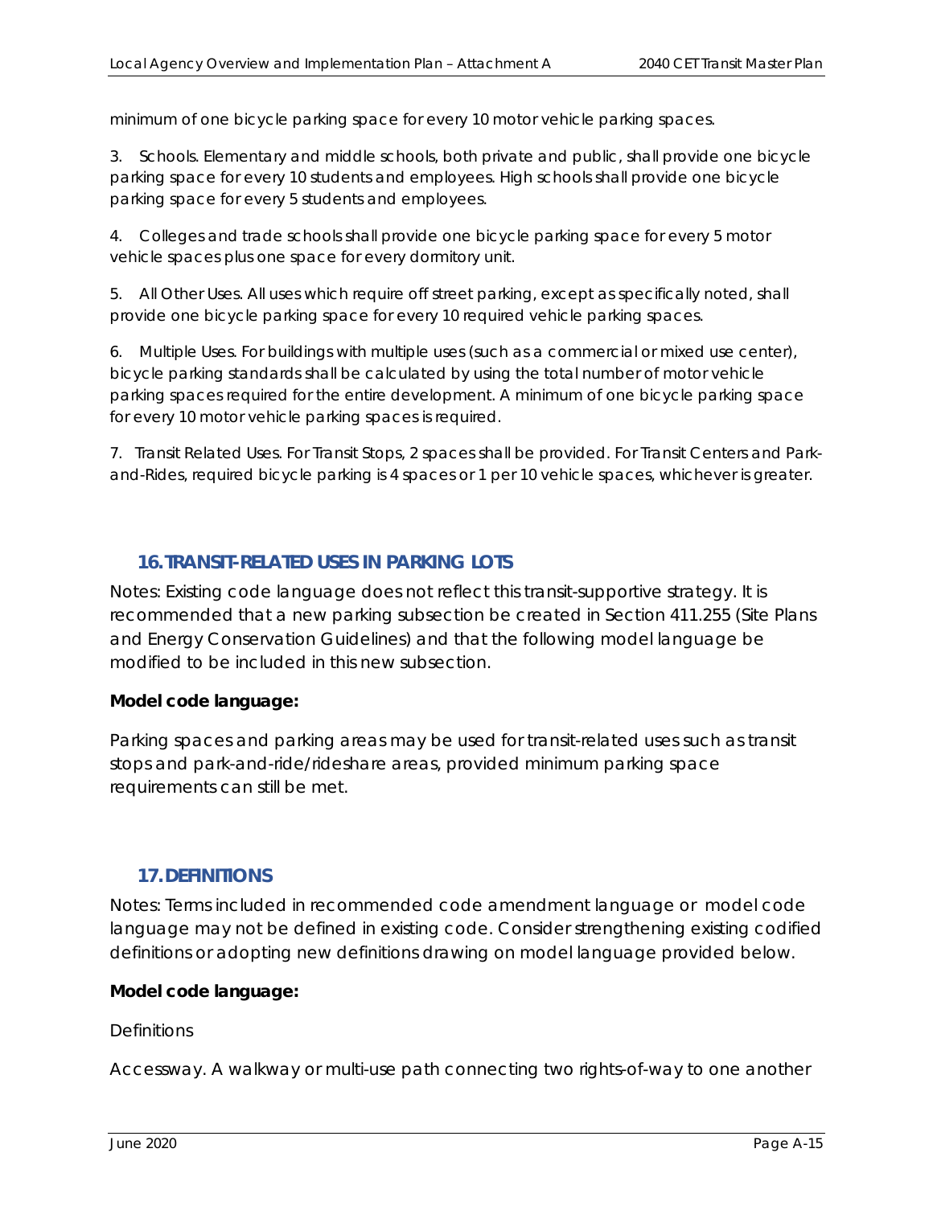minimum of one bicycle parking space for every 10 motor vehicle parking spaces.

3. Schools. Elementary and middle schools, both private and public, shall provide one bicycle parking space for every 10 students and employees. High schools shall provide one bicycle parking space for every 5 students and employees.

4. Colleges and trade schools shall provide one bicycle parking space for every 5 motor vehicle spaces plus one space for every dormitory unit.

5. All Other Uses. All uses which require off street parking, except as specifically noted, shall provide one bicycle parking space for every 10 required vehicle parking spaces.

6. Multiple Uses. For buildings with multiple uses (such as a commercial or mixed use center), bicycle parking standards shall be calculated by using the total number of motor vehicle parking spaces required for the entire development. A minimum of one bicycle parking space for every 10 motor vehicle parking spaces is required.

7. Transit Related Uses. For Transit Stops, 2 spaces shall be provided. For Transit Centers and Park-and-Rides, required bicycle parking is 4 spaces or 1 per 10 vehicle spaces, whichever is greater.

## 16. TRANSIT-RELATED USES IN PARKING LOTS

Notes: Existing code language does not reflect this transit-supportive strategy. It is recommended that a new parking subsection be created in Section 411.255 (Site Plans and Energy Conservation Guidelines) and that the following model language be modified to be included in this new subsection.

**Model code language:**

*Parking spaces and parking areas may be used for transit-related uses such as transit stops and park-and-ride/rideshare areas, provided minimum parking space requirements can still be met.*

## 17. DEFINITIONS

Notes: Terms included in recommended code amendment language or model code language may not be defined in existing code. Consider strengthening existing codified definitions or adopting new definitions drawing on model language provided below.

**Model code language:**

*Definitions*

*Accessway. A walkway or multi-use path connecting two rights-of-way to one another*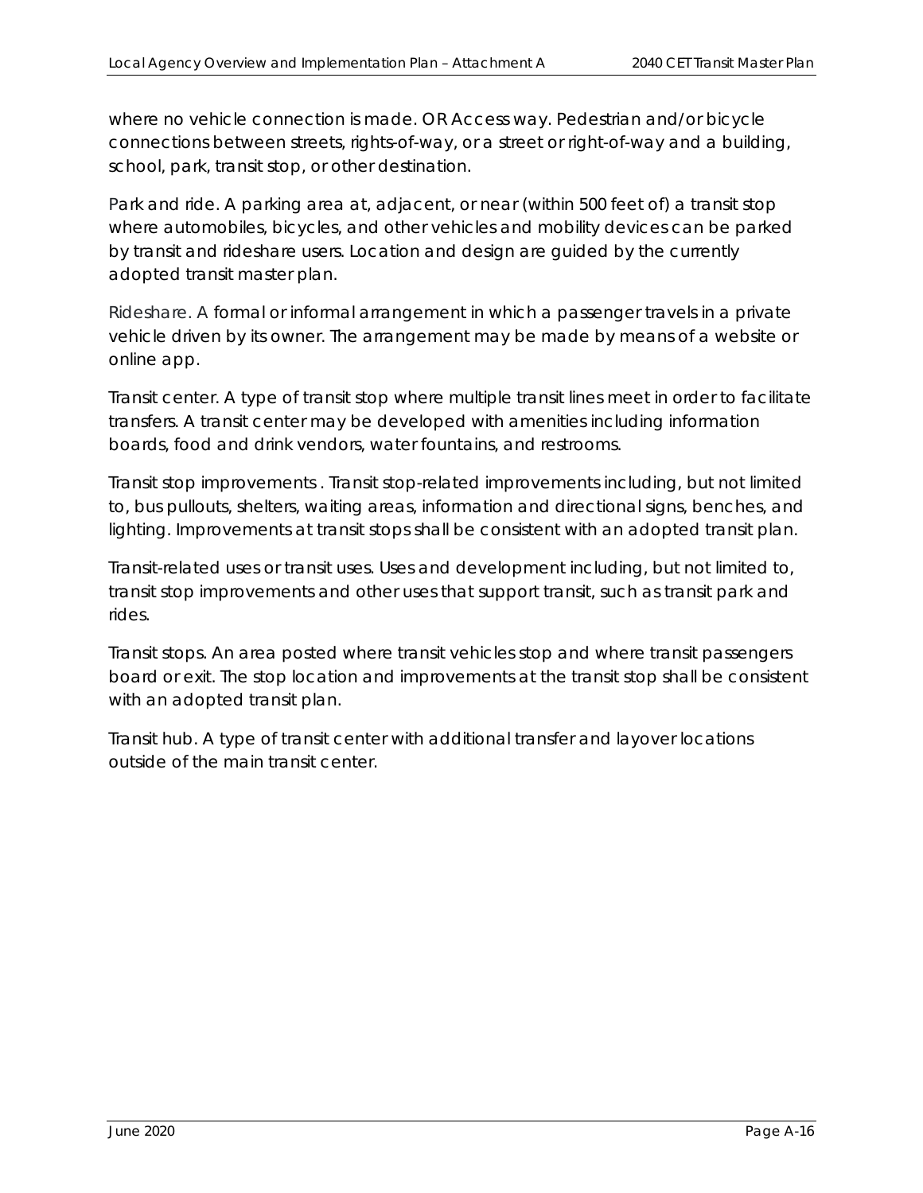where no vehicle connection is made. OR Access way. Pedestrian and/or bicycle connections between streets, rights-of-way, or a street or right-of-way and a building, school, park, transit stop, or other destination.

Park and ride. A parking area at, adjacent, or near (within 500 feet of) a transit stop where automobiles, bicycles, and other vehicles and mobility devices can be parked by transit and rideshare users. Location and design are guided by the currently adopted transit master plan.

Rideshare. A formal or informal arrangement in which a passenger travels in a private vehicle driven by its owner. The arrangement may be made by means of a website or online app.

Transit center. A type of transit stop where multiple transit lines meet in order to facilitate transfers. A transit center may be developed with amenities including information boards, food and drink vendors, water fountains, and restrooms.

Transit stop improvements . Transit stop-related improvements including, but not limited to, bus pullouts, shelters, waiting areas, information and directional signs, benches, and lighting. Improvements at transit stops shall be consistent with an adopted transit plan.

Transit-related uses or transit uses. Uses and development including, but not limited to, transit stop improvements and other uses that support transit, such as transit park and rides.

Transit stops. An area posted where transit vehicles stop and where transit passengers board or exit. The stop location and improvements at the transit stop shall be consistent with an adopted transit plan.

Transit hub. A type of transit center with additional transfer and layover locations outside of the main transit center.